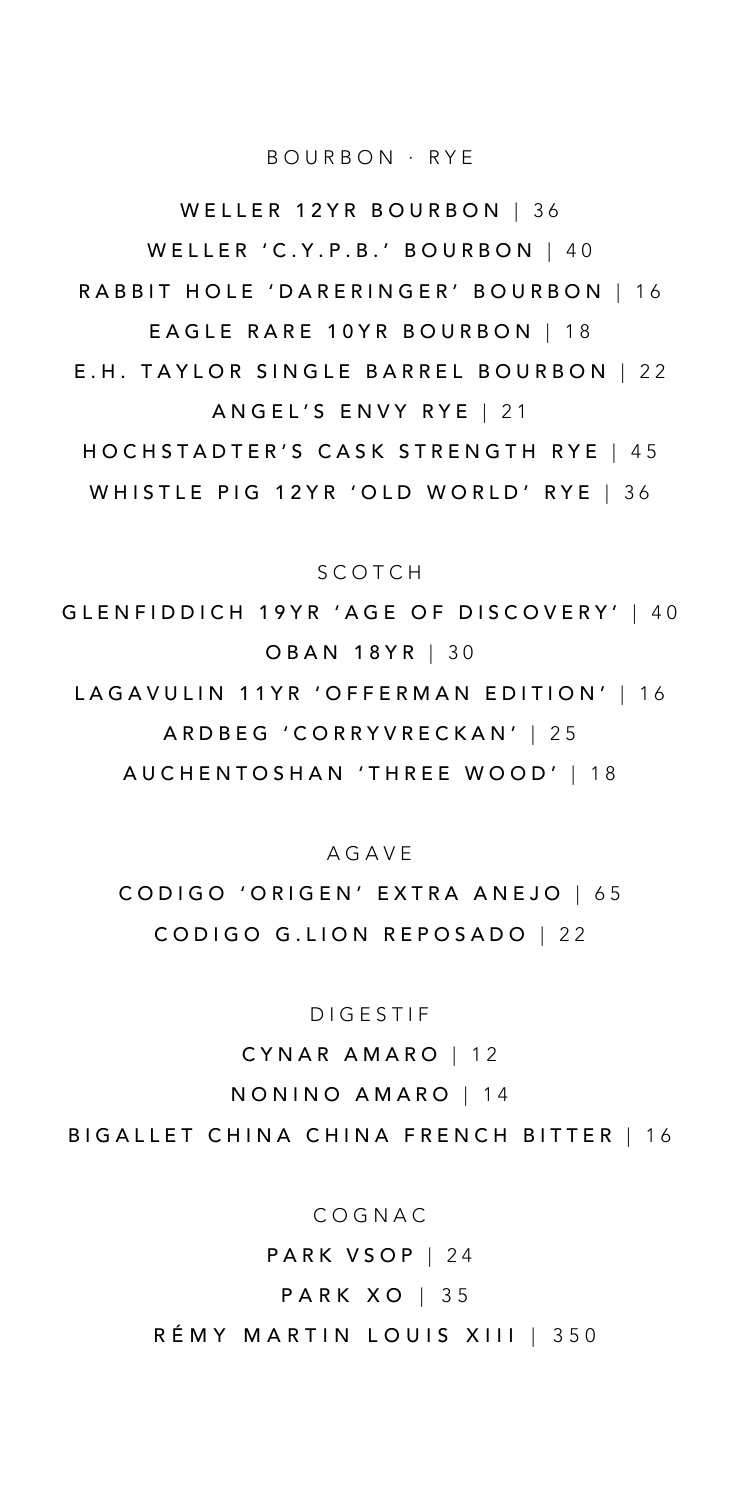## BOURBON · RYE

**WELLER 12YR BOURBON** | 36

**WELLER 'C.Y.P.B.' BOURBON** | 40

**RABBIT HOLE 'DARERINGER' BOURBON** | 16

**EAGLE RARE 10YR BOURBON** | 18

**E.H. TAYLOR SINGLE BARREL BOURBON** | 22

**ANGEL'S ENVY RYE** | 21

**HOCHSTADTER'S CASK STRENGTH RYE** | 45

**WHISTLE PIG 12YR 'OLD WORLD' RYE** | 36

## SCOTCH

**GLENFIDDICH 19YR 'AGE OF DISCOVERY'** | 40

**OBAN 18YR** | 30

**LAGAVULIN 11YR 'OFFERMAN EDITION'** | 16

**ARDBEG 'CORRYVRECKAN'** | 25

**AUCHENTOSHAN 'THREE WOOD'** | 18

## AGAVE

**CODIGO 'ORIGEN' EXTRA ANEJO** | 65

**CODIGO G.LION REPOSADO** | 22

## DIGESTIF

**CYNAR AMARO** | 12

**NONINO AMARO** | 14

**BIGALLET CHINA CHINA FRENCH BITTER** | 16

## COGNAC

**PARK VSOP** | 24

**PARK XO** | 35

**RÉMY MARTIN LOUIS XIII** | 350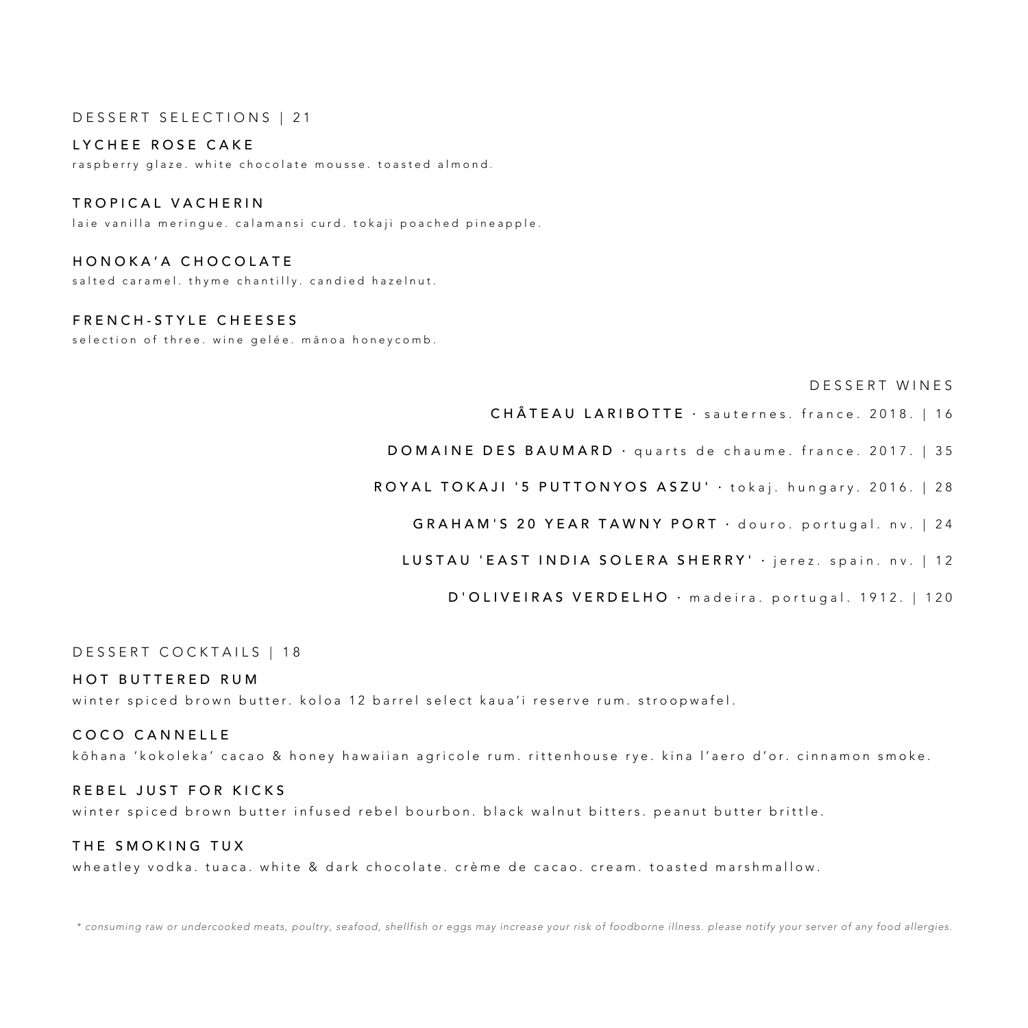## DESSERT SELECTIONS | 21

### LYCHEE ROSE CAKE
raspberry glaze. white chocolate mousse. toasted almond.

### TROPICAL VACHERIN
laie vanilla meringue. calamansi curd. tokaji poached pineapple.

### HONOKA'A CHOCOLATE
salted caramel. thyme chantilly. candied hazelnut.

### FRENCH-STYLE CHEESES
selection of three. wine gelée. mānoa honeycomb.

## DESSERT WINES

**CHÂTEAU LARIBOTTE** · sauternes. france. 2018. | 16

**DOMAINE DES BAUMARD** · quarts de chaume. france. 2017. | 35

**ROYAL TOKAJI '5 PUTTONYOS ASZU'** · tokaj. hungary. 2016. | 28

**GRAHAM'S 20 YEAR TAWNY PORT** · douro. portugal. nv. | 24

**LUSTAU 'EAST INDIA SOLERA SHERRY'** · jerez. spain. nv. | 12

**D'OLIVEIRAS VERDELHO** · madeira. portugal. 1912. | 120

## DESSERT COCKTAILS | 18

### HOT BUTTERED RUM
winter spiced brown butter. koloa 12 barrel select kaua'i reserve rum. stroopwafel.

### COCO CANNELLE
kōhana 'kokoleka' cacao & honey hawaiian agricole rum. rittenhouse rye. kina l'aero d'or. cinnamon smoke.

### REBEL JUST FOR KICKS
winter spiced brown butter infused rebel bourbon. black walnut bitters. peanut butter brittle.

### THE SMOKING TUX
wheatley vodka. tuaca. white & dark chocolate. crème de cacao. cream. toasted marshmallow.

*\* consuming raw or undercooked meats, poultry, seafood, shellfish or eggs may increase your risk of foodborne illness. please notify your server of any food allergies.*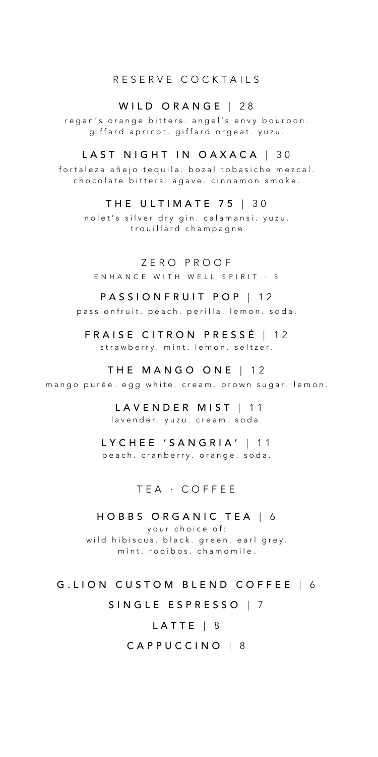## RESERVE COCKTAILS

### WILD ORANGE | 28

regan's orange bitters. angel's envy bourbon. giffard apricot. giffard orgeat. yuzu.

### LAST NIGHT IN OAXACA | 30

fortaleza añejo tequila. bozal tobasiche mezcal. chocolate bitters. agave. cinnamon smoke.

### THE ULTIMATE 75 | 30

nolet's silver dry gin. calamansi. yuzu. trouillard champagne

## ZERO PROOF

ENHANCE WITH WELL SPIRIT · 5

### PASSIONFRUIT POP | 12

passionfruit. peach. perilla. lemon. soda.

### FRAISE CITRON PRESSÉ | 12

strawberry. mint. lemon. seltzer.

### THE MANGO ONE | 12

mango purée. egg white. cream. brown sugar. lemon.

### LAVENDER MIST | 11

lavender. yuzu. cream. soda.

### LYCHEE 'SANGRIA' | 11

peach. cranberry. orange. soda.

## TEA · COFFEE

### HOBBS ORGANIC TEA | 6

your choice of:
wild hibiscus. black. green. earl grey. mint. rooibos. chamomile.

### G.LION CUSTOM BLEND COFFEE | 6

### SINGLE ESPRESSO | 7

### LATTE | 8

### CAPPUCCINO | 8